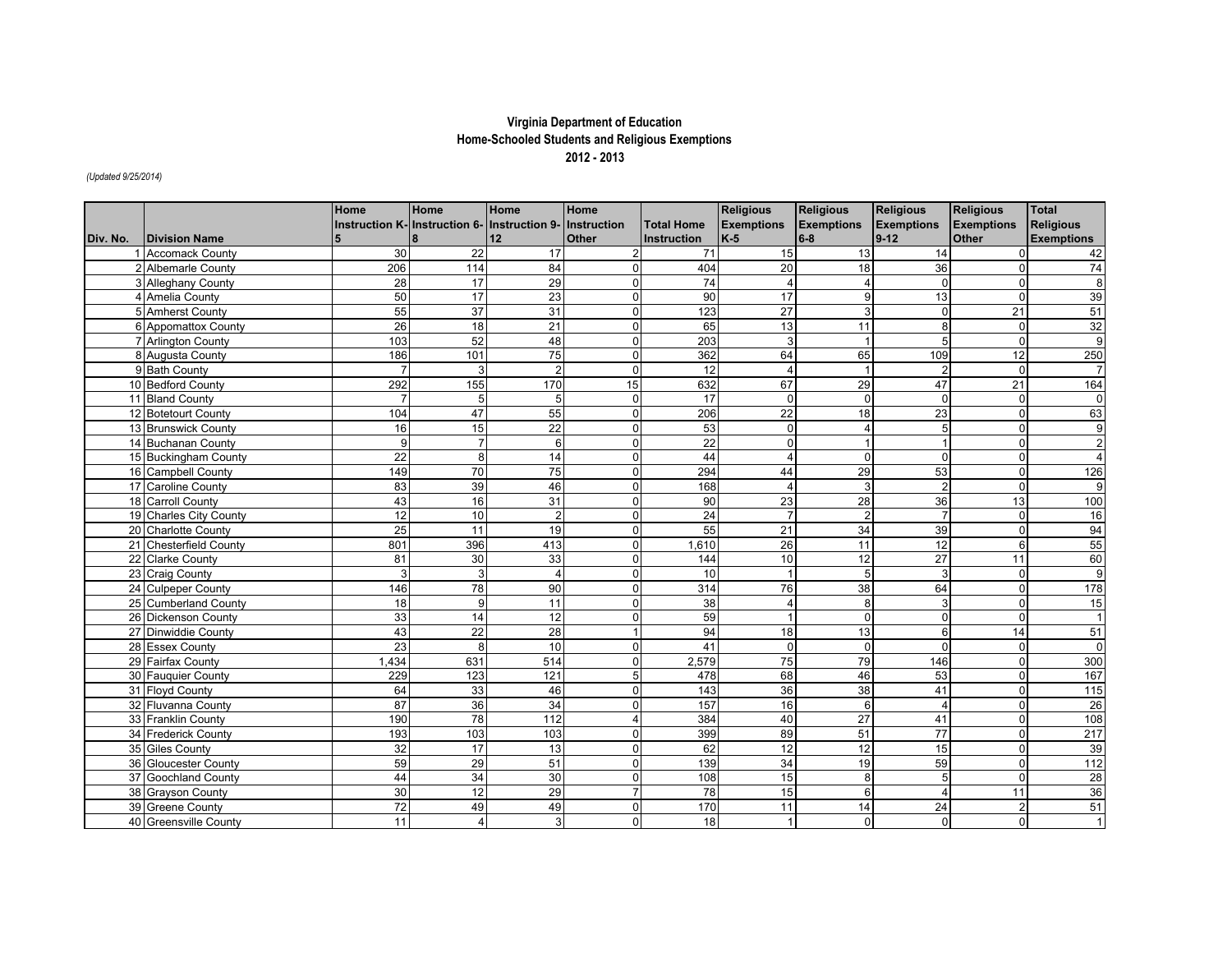**Virginia Department of Education**
**Home-Schooled Students and Religious Exemptions**
**2012 - 2013**

*(Updated 9/25/2014)*

| Div. No. | Division Name | Home Instruction K-5 | Home Instruction 6-8 | Home Instruction 9-12 | Home Instruction Other | Total Home Instruction | Religious Exemptions K-5 | Religious Exemptions 6-8 | Religious Exemptions 9-12 | Religious Exemptions Other | Total Religious Exemptions |
|---|---|---|---|---|---|---|---|---|---|---|---|
| 1 | Accomack County | 30 | 22 | 17 | 2 | 71 | 15 | 13 | 14 | 0 | 42 |
| 2 | Albemarle County | 206 | 114 | 84 | 0 | 404 | 20 | 18 | 36 | 0 | 74 |
| 3 | Alleghany County | 28 | 17 | 29 | 0 | 74 | 4 | 4 | 0 | 0 | 8 |
| 4 | Amelia County | 50 | 17 | 23 | 0 | 90 | 17 | 9 | 13 | 0 | 39 |
| 5 | Amherst County | 55 | 37 | 31 | 0 | 123 | 27 | 3 | 0 | 21 | 51 |
| 6 | Appomattox County | 26 | 18 | 21 | 0 | 65 | 13 | 11 | 8 | 0 | 32 |
| 7 | Arlington County | 103 | 52 | 48 | 0 | 203 | 3 | 1 | 5 | 0 | 9 |
| 8 | Augusta County | 186 | 101 | 75 | 0 | 362 | 64 | 65 | 109 | 12 | 250 |
| 9 | Bath County | 7 | 3 | 2 | 0 | 12 | 4 | 1 | 2 | 0 | 7 |
| 10 | Bedford County | 292 | 155 | 170 | 15 | 632 | 67 | 29 | 47 | 21 | 164 |
| 11 | Bland County | 7 | 5 | 5 | 0 | 17 | 0 | 0 | 0 | 0 | 0 |
| 12 | Botetourt County | 104 | 47 | 55 | 0 | 206 | 22 | 18 | 23 | 0 | 63 |
| 13 | Brunswick County | 16 | 15 | 22 | 0 | 53 | 0 | 4 | 5 | 0 | 9 |
| 14 | Buchanan County | 9 | 7 | 6 | 0 | 22 | 0 | 1 | 1 | 0 | 2 |
| 15 | Buckingham County | 22 | 8 | 14 | 0 | 44 | 4 | 0 | 0 | 0 | 4 |
| 16 | Campbell County | 149 | 70 | 75 | 0 | 294 | 44 | 29 | 53 | 0 | 126 |
| 17 | Caroline County | 83 | 39 | 46 | 0 | 168 | 4 | 3 | 2 | 0 | 9 |
| 18 | Carroll County | 43 | 16 | 31 | 0 | 90 | 23 | 28 | 36 | 13 | 100 |
| 19 | Charles City County | 12 | 10 | 2 | 0 | 24 | 7 | 2 | 7 | 0 | 16 |
| 20 | Charlotte County | 25 | 11 | 19 | 0 | 55 | 21 | 34 | 39 | 0 | 94 |
| 21 | Chesterfield County | 801 | 396 | 413 | 0 | 1,610 | 26 | 11 | 12 | 6 | 55 |
| 22 | Clarke County | 81 | 30 | 33 | 0 | 144 | 10 | 12 | 27 | 11 | 60 |
| 23 | Craig County | 3 | 3 | 4 | 0 | 10 | 1 | 5 | 3 | 0 | 9 |
| 24 | Culpeper County | 146 | 78 | 90 | 0 | 314 | 76 | 38 | 64 | 0 | 178 |
| 25 | Cumberland County | 18 | 9 | 11 | 0 | 38 | 4 | 8 | 3 | 0 | 15 |
| 26 | Dickenson County | 33 | 14 | 12 | 0 | 59 | 1 | 0 | 0 | 0 | 1 |
| 27 | Dinwiddie County | 43 | 22 | 28 | 1 | 94 | 18 | 13 | 6 | 14 | 51 |
| 28 | Essex County | 23 | 8 | 10 | 0 | 41 | 0 | 0 | 0 | 0 | 0 |
| 29 | Fairfax County | 1,434 | 631 | 514 | 0 | 2,579 | 75 | 79 | 146 | 0 | 300 |
| 30 | Fauquier County | 229 | 123 | 121 | 5 | 478 | 68 | 46 | 53 | 0 | 167 |
| 31 | Floyd County | 64 | 33 | 46 | 0 | 143 | 36 | 38 | 41 | 0 | 115 |
| 32 | Fluvanna County | 87 | 36 | 34 | 0 | 157 | 16 | 6 | 4 | 0 | 26 |
| 33 | Franklin County | 190 | 78 | 112 | 4 | 384 | 40 | 27 | 41 | 0 | 108 |
| 34 | Frederick County | 193 | 103 | 103 | 0 | 399 | 89 | 51 | 77 | 0 | 217 |
| 35 | Giles County | 32 | 17 | 13 | 0 | 62 | 12 | 12 | 15 | 0 | 39 |
| 36 | Gloucester County | 59 | 29 | 51 | 0 | 139 | 34 | 19 | 59 | 0 | 112 |
| 37 | Goochland County | 44 | 34 | 30 | 0 | 108 | 15 | 8 | 5 | 0 | 28 |
| 38 | Grayson County | 30 | 12 | 29 | 7 | 78 | 15 | 6 | 4 | 11 | 36 |
| 39 | Greene County | 72 | 49 | 49 | 0 | 170 | 11 | 14 | 24 | 2 | 51 |
| 40 | Greensville County | 11 | 4 | 3 | 0 | 18 | 1 | 0 | 0 | 0 | 1 |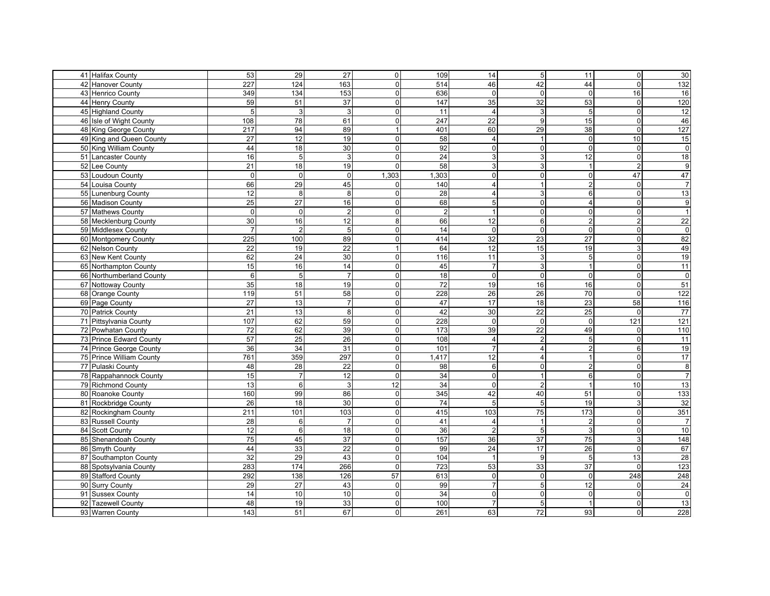| | | | | | | | | | | | |
|---|---|---|---|---|---|---|---|---|---|---|---|
| 41 | Halifax County | 53 | 29 | 27 | 0 | 109 | 14 | 5 | 11 | 0 | 30 |
| 42 | Hanover County | 227 | 124 | 163 | 0 | 514 | 46 | 42 | 44 | 0 | 132 |
| 43 | Henrico County | 349 | 134 | 153 | 0 | 636 | 0 | 0 | 0 | 16 | 16 |
| 44 | Henry County | 59 | 51 | 37 | 0 | 147 | 35 | 32 | 53 | 0 | 120 |
| 45 | Highland County | 5 | 3 | 3 | 0 | 11 | 4 | 3 | 5 | 0 | 12 |
| 46 | Isle of Wight County | 108 | 78 | 61 | 0 | 247 | 22 | 9 | 15 | 0 | 46 |
| 48 | King George County | 217 | 94 | 89 | 1 | 401 | 60 | 29 | 38 | 0 | 127 |
| 49 | King and Queen County | 27 | 12 | 19 | 0 | 58 | 4 | 1 | 0 | 10 | 15 |
| 50 | King William County | 44 | 18 | 30 | 0 | 92 | 0 | 0 | 0 | 0 | 0 |
| 51 | Lancaster County | 16 | 5 | 3 | 0 | 24 | 3 | 3 | 12 | 0 | 18 |
| 52 | Lee County | 21 | 18 | 19 | 0 | 58 | 3 | 3 | 1 | 2 | 9 |
| 53 | Loudoun County | 0 | 0 | 0 | 1,303 | 1,303 | 0 | 0 | 0 | 47 | 47 |
| 54 | Louisa County | 66 | 29 | 45 | 0 | 140 | 4 | 1 | 2 | 0 | 7 |
| 55 | Lunenburg County | 12 | 8 | 8 | 0 | 28 | 4 | 3 | 6 | 0 | 13 |
| 56 | Madison County | 25 | 27 | 16 | 0 | 68 | 5 | 0 | 4 | 0 | 9 |
| 57 | Mathews County | 0 | 0 | 2 | 0 | 2 | 1 | 0 | 0 | 0 | 1 |
| 58 | Mecklenburg County | 30 | 16 | 12 | 8 | 66 | 12 | 6 | 2 | 2 | 22 |
| 59 | Middlesex County | 7 | 2 | 5 | 0 | 14 | 0 | 0 | 0 | 0 | 0 |
| 60 | Montgomery County | 225 | 100 | 89 | 0 | 414 | 32 | 23 | 27 | 0 | 82 |
| 62 | Nelson County | 22 | 19 | 22 | 1 | 64 | 12 | 15 | 19 | 3 | 49 |
| 63 | New Kent County | 62 | 24 | 30 | 0 | 116 | 11 | 3 | 5 | 0 | 19 |
| 65 | Northampton County | 15 | 16 | 14 | 0 | 45 | 7 | 3 | 1 | 0 | 11 |
| 66 | Northumberland County | 6 | 5 | 7 | 0 | 18 | 0 | 0 | 0 | 0 | 0 |
| 67 | Nottoway County | 35 | 18 | 19 | 0 | 72 | 19 | 16 | 16 | 0 | 51 |
| 68 | Orange County | 119 | 51 | 58 | 0 | 228 | 26 | 26 | 70 | 0 | 122 |
| 69 | Page County | 27 | 13 | 7 | 0 | 47 | 17 | 18 | 23 | 58 | 116 |
| 70 | Patrick County | 21 | 13 | 8 | 0 | 42 | 30 | 22 | 25 | 0 | 77 |
| 71 | Pittsylvania County | 107 | 62 | 59 | 0 | 228 | 0 | 0 | 0 | 121 | 121 |
| 72 | Powhatan County | 72 | 62 | 39 | 0 | 173 | 39 | 22 | 49 | 0 | 110 |
| 73 | Prince Edward County | 57 | 25 | 26 | 0 | 108 | 4 | 2 | 5 | 0 | 11 |
| 74 | Prince George County | 36 | 34 | 31 | 0 | 101 | 7 | 4 | 2 | 6 | 19 |
| 75 | Prince William County | 761 | 359 | 297 | 0 | 1,417 | 12 | 4 | 1 | 0 | 17 |
| 77 | Pulaski County | 48 | 28 | 22 | 0 | 98 | 6 | 0 | 2 | 0 | 8 |
| 78 | Rappahannock County | 15 | 7 | 12 | 0 | 34 | 0 | 1 | 6 | 0 | 7 |
| 79 | Richmond County | 13 | 6 | 3 | 12 | 34 | 0 | 2 | 1 | 10 | 13 |
| 80 | Roanoke County | 160 | 99 | 86 | 0 | 345 | 42 | 40 | 51 | 0 | 133 |
| 81 | Rockbridge County | 26 | 18 | 30 | 0 | 74 | 5 | 5 | 19 | 3 | 32 |
| 82 | Rockingham County | 211 | 101 | 103 | 0 | 415 | 103 | 75 | 173 | 0 | 351 |
| 83 | Russell County | 28 | 6 | 7 | 0 | 41 | 4 | 1 | 2 | 0 | 7 |
| 84 | Scott County | 12 | 6 | 18 | 0 | 36 | 2 | 5 | 3 | 0 | 10 |
| 85 | Shenandoah County | 75 | 45 | 37 | 0 | 157 | 36 | 37 | 75 | 3 | 148 |
| 86 | Smyth County | 44 | 33 | 22 | 0 | 99 | 24 | 17 | 26 | 0 | 67 |
| 87 | Southampton County | 32 | 29 | 43 | 0 | 104 | 1 | 9 | 5 | 13 | 28 |
| 88 | Spotsylvania County | 283 | 174 | 266 | 0 | 723 | 53 | 33 | 37 | 0 | 123 |
| 89 | Stafford County | 292 | 138 | 126 | 57 | 613 | 0 | 0 | 0 | 248 | 248 |
| 90 | Surry County | 29 | 27 | 43 | 0 | 99 | 7 | 5 | 12 | 0 | 24 |
| 91 | Sussex County | 14 | 10 | 10 | 0 | 34 | 0 | 0 | 0 | 0 | 0 |
| 92 | Tazewell County | 48 | 19 | 33 | 0 | 100 | 7 | 5 | 1 | 0 | 13 |
| 93 | Warren County | 143 | 51 | 67 | 0 | 261 | 63 | 72 | 93 | 0 | 228 |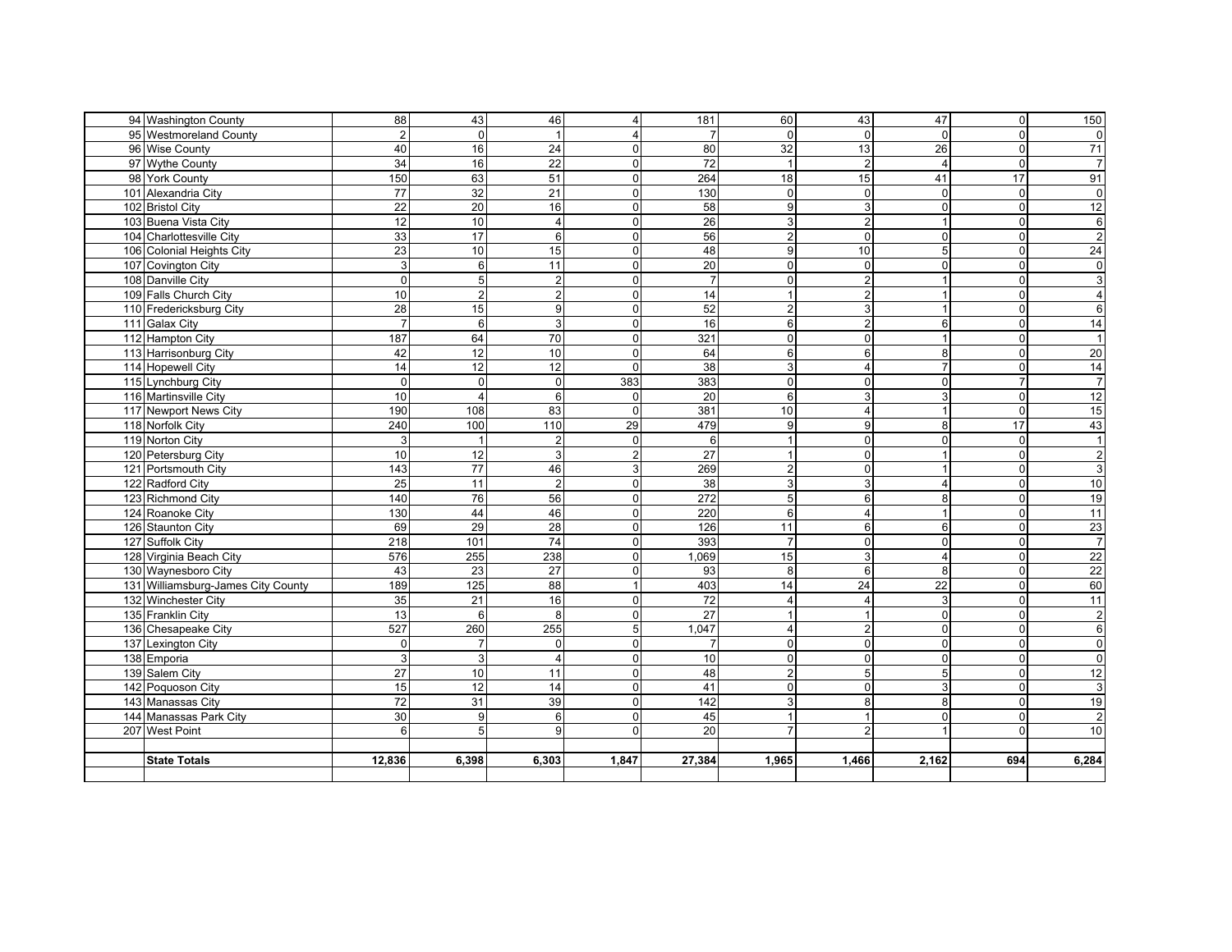| | | | | | | | | | | | |
|---|---|---|---|---|---|---|---|---|---|---|---|
| 94 | Washington County | 88 | 43 | 46 | 4 | 181 | 60 | 43 | 47 | 0 | 150 |
| 95 | Westmoreland County | 2 | 0 | 1 | 4 | 7 | 0 | 0 | 0 | 0 | 0 |
| 96 | Wise County | 40 | 16 | 24 | 0 | 80 | 32 | 13 | 26 | 0 | 71 |
| 97 | Wythe County | 34 | 16 | 22 | 0 | 72 | 1 | 2 | 4 | 0 | 7 |
| 98 | York County | 150 | 63 | 51 | 0 | 264 | 18 | 15 | 41 | 17 | 91 |
| 101 | Alexandria City | 77 | 32 | 21 | 0 | 130 | 0 | 0 | 0 | 0 | 0 |
| 102 | Bristol City | 22 | 20 | 16 | 0 | 58 | 9 | 3 | 0 | 0 | 12 |
| 103 | Buena Vista City | 12 | 10 | 4 | 0 | 26 | 3 | 2 | 1 | 0 | 6 |
| 104 | Charlottesville City | 33 | 17 | 6 | 0 | 56 | 2 | 0 | 0 | 0 | 2 |
| 106 | Colonial Heights City | 23 | 10 | 15 | 0 | 48 | 9 | 10 | 5 | 0 | 24 |
| 107 | Covington City | 3 | 6 | 11 | 0 | 20 | 0 | 0 | 0 | 0 | 0 |
| 108 | Danville City | 0 | 5 | 2 | 0 | 7 | 0 | 2 | 1 | 0 | 3 |
| 109 | Falls Church City | 10 | 2 | 2 | 0 | 14 | 1 | 2 | 1 | 0 | 4 |
| 110 | Fredericksburg City | 28 | 15 | 9 | 0 | 52 | 2 | 3 | 1 | 0 | 6 |
| 111 | Galax City | 7 | 6 | 3 | 0 | 16 | 6 | 2 | 6 | 0 | 14 |
| 112 | Hampton City | 187 | 64 | 70 | 0 | 321 | 0 | 0 | 1 | 0 | 1 |
| 113 | Harrisonburg City | 42 | 12 | 10 | 0 | 64 | 6 | 6 | 8 | 0 | 20 |
| 114 | Hopewell City | 14 | 12 | 12 | 0 | 38 | 3 | 4 | 7 | 0 | 14 |
| 115 | Lynchburg City | 0 | 0 | 0 | 383 | 383 | 0 | 0 | 0 | 7 | 7 |
| 116 | Martinsville City | 10 | 4 | 6 | 0 | 20 | 6 | 3 | 3 | 0 | 12 |
| 117 | Newport News City | 190 | 108 | 83 | 0 | 381 | 10 | 4 | 1 | 0 | 15 |
| 118 | Norfolk City | 240 | 100 | 110 | 29 | 479 | 9 | 9 | 8 | 17 | 43 |
| 119 | Norton City | 3 | 1 | 2 | 0 | 6 | 1 | 0 | 0 | 0 | 1 |
| 120 | Petersburg City | 10 | 12 | 3 | 2 | 27 | 1 | 0 | 1 | 0 | 2 |
| 121 | Portsmouth City | 143 | 77 | 46 | 3 | 269 | 2 | 0 | 1 | 0 | 3 |
| 122 | Radford City | 25 | 11 | 2 | 0 | 38 | 3 | 3 | 4 | 0 | 10 |
| 123 | Richmond City | 140 | 76 | 56 | 0 | 272 | 5 | 6 | 8 | 0 | 19 |
| 124 | Roanoke City | 130 | 44 | 46 | 0 | 220 | 6 | 4 | 1 | 0 | 11 |
| 126 | Staunton City | 69 | 29 | 28 | 0 | 126 | 11 | 6 | 6 | 0 | 23 |
| 127 | Suffolk City | 218 | 101 | 74 | 0 | 393 | 7 | 0 | 0 | 0 | 7 |
| 128 | Virginia Beach City | 576 | 255 | 238 | 0 | 1,069 | 15 | 3 | 4 | 0 | 22 |
| 130 | Waynesboro City | 43 | 23 | 27 | 0 | 93 | 8 | 6 | 8 | 0 | 22 |
| 131 | Williamsburg-James City County | 189 | 125 | 88 | 1 | 403 | 14 | 24 | 22 | 0 | 60 |
| 132 | Winchester City | 35 | 21 | 16 | 0 | 72 | 4 | 4 | 3 | 0 | 11 |
| 135 | Franklin City | 13 | 6 | 8 | 0 | 27 | 1 | 1 | 0 | 0 | 2 |
| 136 | Chesapeake City | 527 | 260 | 255 | 5 | 1,047 | 4 | 2 | 0 | 0 | 6 |
| 137 | Lexington City | 0 | 7 | 0 | 0 | 7 | 0 | 0 | 0 | 0 | 0 |
| 138 | Emporia | 3 | 3 | 4 | 0 | 10 | 0 | 0 | 0 | 0 | 0 |
| 139 | Salem City | 27 | 10 | 11 | 0 | 48 | 2 | 5 | 5 | 0 | 12 |
| 142 | Poquoson City | 15 | 12 | 14 | 0 | 41 | 0 | 0 | 3 | 0 | 3 |
| 143 | Manassas City | 72 | 31 | 39 | 0 | 142 | 3 | 8 | 8 | 0 | 19 |
| 144 | Manassas Park City | 30 | 9 | 6 | 0 | 45 | 1 | 1 | 0 | 0 | 2 |
| 207 | West Point | 6 | 5 | 9 | 0 | 20 | 7 | 2 | 1 | 0 | 10 |
| | | | | | | | | | | | |
| | **State Totals** | **12,836** | **6,398** | **6,303** | **1,847** | **27,384** | **1,965** | **1,466** | **2,162** | **694** | **6,284** |